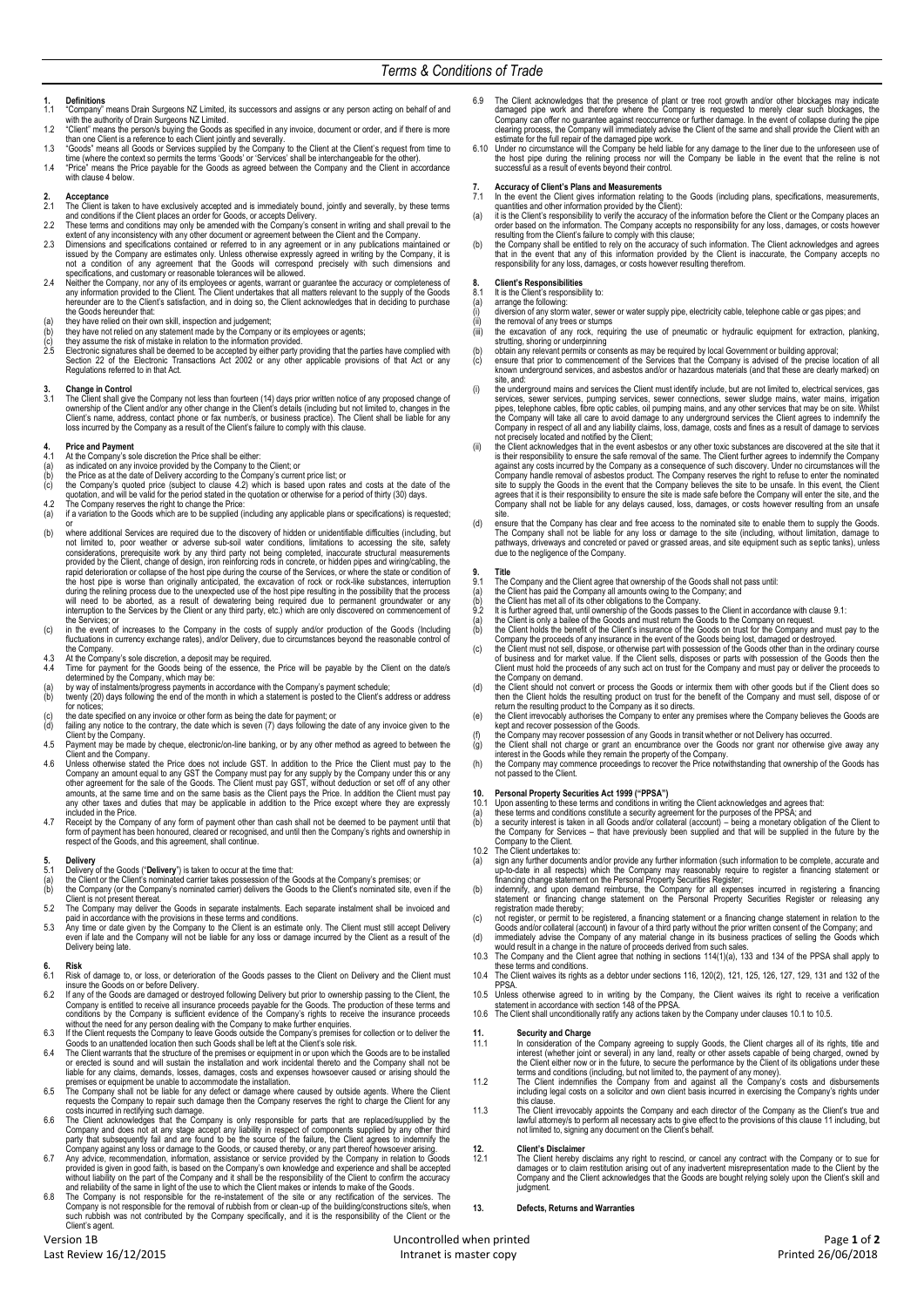# Terms & Conditions of Trade

**1. Definitions**

1.1 "Company" means Drain Surgeons NZ Limited, its successors and assigns or any person acting on behalf of and with the authority of Drain Surgeons NZ Limited.

1.2 "Client" means the person/s buying the Goods as specified in any invoice, document or order, and if there is more than one Client is a reference to each Client jointly and severally.

1.3 "Goods" means all Goods or Services supplied by the Company to the Client at the Client's request from time to time (where the context so permits the terms 'Goods' or 'Services' shall be interchangeable for the other).

1.4 "Price" means the Price payable for the Goods as agreed between the Company and the Client in accordance with clause 4 below.

**2. Acceptance**

2.1 The Client is taken to have exclusively accepted and is immediately bound, jointly and severally, by these terms and conditions if the Client places an order for Goods, or accepts Delivery.

2.2 These terms and conditions may only be amended with the Company's consent in writing and shall prevail to the extent of any inconsistency with any other document or agreement between the Client and the Company.

2.3 Dimensions and specifications contained or referred to in any agreement or in any publications maintained or issued by the Company are estimates only. Unless otherwise expressly agreed in writing by the Company, it is not a condition of any agreement that the Goods will correspond precisely with such dimensions and specifications, and customary or reasonable tolerances will be allowed.

2.4 Neither the Company, nor any of its employees or agents, warrant or guarantee the accuracy or completeness of any information provided to the Client. The Client undertakes that all matters relevant to the supply of the Goods hereunder are to the Client's satisfaction, and in doing so, the Client acknowledges that in deciding to purchase the Goods hereunder that:

(a) they have relied on their own skill, inspection and judgement;

(b) they have not relied on any statement made by the Company or its employees or agents;

(c) they assume the risk of mistake in relation to the information provided.

2.5 Electronic signatures shall be deemed to be accepted by either party providing that the parties have complied with Section 22 of the Electronic Transactions Act 2002 or any other applicable provisions of that Act or any Regulations referred to in that Act.

**3. Change in Control**

3.1 The Client shall give the Company not less than fourteen (14) days prior written notice of any proposed change of ownership of the Client and/or any other change in the Client's details (including but not limited to, changes in the Client's name, address, contact phone or fax number/s, or business practice). The Client shall be liable for any loss incurred by the Company as a result of the Client's failure to comply with this clause.

**4. Price and Payment**

4.1 At the Company's sole discretion the Price shall be either:

(a) as indicated on any invoice provided by the Company to the Client; or

(b) the Price as at the date of Delivery according to the Company's current price list; or

(c) the Company's quoted price (subject to clause 4.2) which is based upon rates and costs at the date of the quotation, and will be valid for the period stated in the quotation or otherwise for a period of thirty (30) days.

4.2 The Company reserves the right to change the Price:

(a) if a variation to the Goods which are to be supplied (including any applicable plans or specifications) is requested; or

(b) where additional Services are required due to the discovery of hidden or unidentifiable difficulties (including, but not limited to, poor weather or adverse sub-soil water conditions, limitations to accessing the site, safety considerations, prerequisite work by any third party not being completed, inaccurate structural measurements provided by the Client, change of design, iron reinforcing rods in concrete, or hidden pipes and wiring/cabling, the rapid deterioration or collapse of the host pipe during the course of the Services, or where the state or condition of the host pipe is worse than originally anticipated, the excavation of rock or rock-like substances, interruption during the relining process due to the unexpected use of the host pipe resulting in the possibility that the process will need to be aborted, as a result of dewatering being required due to permanent groundwater or any interruption to the Services by the Client or any third party, etc.) which are only discovered on commencement of the Services; or

(c) in the event of increases to the Company in the costs of supply and/or production of the Goods (Including fluctuations in currency exchange rates), and/or Delivery, due to circumstances beyond the reasonable control of the Company.

4.3 At the Company's sole discretion, a deposit may be required.

4.4 Time for payment for the Goods being of the essence, the Price will be payable by the Client on the date/s determined by the Company, which may be:

(a) by way of instalments/progress payments in accordance with the Company's payment schedule;

(b) twenty (20) days following the end of the month in which a statement is posted to the Client's address or address for notices;

(c) the date specified on any invoice or other form as being the date for payment; or

(d) failing any notice to the contrary, the date which is seven (7) days following the date of any invoice given to the Client by the Company.

4.5 Payment may be made by cheque, electronic/on-line banking, or by any other method as agreed to between the Client and the Company.

4.6 Unless otherwise stated the Price does not include GST. In addition to the Price the Client must pay to the Company an amount equal to any GST the Company must pay for any supply by the Company under this or any other agreement for the sale of the Goods. The Client must pay GST, without deduction or set off of any other amounts, at the same time and on the same basis as the Client pays the Price. In addition the Client must pay any other taxes and duties that may be applicable in addition to the Price except where they are expressly included in the Price.

4.7 Receipt by the Company of any form of payment other than cash shall not be deemed to be payment until that form of payment has been honoured, cleared or recognised, and until then the Company's rights and ownership in respect of the Goods, and this agreement, shall continue.

**5. Delivery**

5.1 Delivery of the Goods ("**Delivery**") is taken to occur at the time that:

(a) the Client or the Client's nominated carrier takes possession of the Goods at the Company's premises; or

(b) the Company (or the Company's nominated carrier) delivers the Goods to the Client's nominated site, even if the Client is not present thereat.

5.2 The Company may deliver the Goods in separate instalments. Each separate instalment shall be invoiced and paid in accordance with the provisions in these terms and conditions.

5.3 Any time or date given by the Company to the Client is an estimate only. The Client must still accept Delivery even if late and the Company will not be liable for any loss or damage incurred by the Client as a result of the Delivery being late.

**6. Risk**

6.1 Risk of damage to, or loss, or deterioration of the Goods passes to the Client on Delivery and the Client must insure the Goods on or before Delivery.

6.2 If any of the Goods are damaged or destroyed following Delivery but prior to ownership passing to the Client, the Company is entitled to receive all insurance proceeds payable for the Goods. The production of these terms and conditions by the Company is sufficient evidence of the Company's rights to receive the insurance proceeds without the need for any person dealing with the Company to make further enquiries.

6.3 If the Client requests the Company to leave Goods outside the Company's premises for collection or to deliver the Goods to an unattended location then such Goods shall be left at the Client's sole risk.

6.4 The Client warrants that the structure of the premises or equipment in or upon which the Goods are to be installed or erected is sound and will sustain the installation and work incidental thereto and the Company shall not be liable for any claims, demands, losses, damages, costs and expenses howsoever caused or arising should the premises or equipment be unable to accommodate the installation.

6.5 The Company shall not be liable for any defect or damage where caused by outside agents. Where the Client requests the Company to repair such damage then the Company reserves the right to charge the Client for any costs incurred in rectifying such damage.

6.6 The Client acknowledges that the Company is only responsible for parts that are replaced/supplied by the Company and does not at any stage accept any liability in respect of components supplied by any other third party that subsequently fail and are found to be the source of the failure, the Client agrees to indemnify the Company against any loss or damage to the Goods, or caused thereby, or any part thereof howsoever arising.

6.7 Any advice, recommendation, information, assistance or service provided by the Company in relation to Goods provided is given in good faith, is based on the Company's own knowledge and experience and shall be accepted without liability on the part of the Company and it shall be the responsibility of the Client to confirm the accuracy and reliability of the same in light of the use to which the Client makes or intends to make of the Goods.

6.8 The Company is not responsible for the re-instatement of the site or any rectification of the services. The Company is not responsible for the removal of rubbish from or clean-up of the building/constructions site/s, when such rubbish was not contributed by the Company specifically, and it is the responsibility of the Client or the Client's agent.

6.9 The Client acknowledges that the presence of plant or tree root growth and/or other blockages may indicate damaged pipe work and therefore where the Company is requested to merely clear such blockages, the Company can offer no guarantee against reoccurrence or further damage. In the event of collapse during the pipe clearing process, the Company will immediately advise the Client of the same and shall provide the Client with an estimate for the full repair of the damaged pipe work.

6.10 Under no circumstance will the Company be held liable for any damage to the liner due to the unforeseen use of the host pipe during the relining process nor will the Company be liable in the event that the reline is not successful as a result of events beyond their control.

**7. Accuracy of Client's Plans and Measurements**

7.1 In the event the Client gives information relating to the Goods (including plans, specifications, measurements, quantities and other information provided by the Client):

(a) it is the Client's responsibility to verify the accuracy of the information before the Client or the Company places an order based on the information. The Company accepts no responsibility for any loss, damages, or costs however resulting from the Client's failure to comply with this clause;

(b) the Company shall be entitled to rely on the accuracy of such information. The Client acknowledges and agrees that in the event that any of this information provided by the Client is inaccurate, the Company accepts no responsibility for any loss, damages, or costs however resulting therefrom.

**8. Client's Responsibilities**

8.1 It is the Client's responsibility to:

(a) arrange the following:

(i) diversion of any storm water, sewer or water supply pipe, electricity cable, telephone cable or gas pipes; and

(ii) the removal of any trees or stumps

(iii) the excavation of any rock, requiring the use of pneumatic or hydraulic equipment for extraction, planking, strutting, shoring or underpinning

(b) obtain any relevant permits or consents as may be required by local Government or building approval;

(c) ensure that prior to commencement of the Services that the Company is advised of the precise location of all known underground services, and asbestos and/or or hazardous materials (and that these are clearly marked) on site, and:

(i) the underground mains and services the Client must identify include, but are not limited to, electrical services, gas services, sewer services, pumping services, sewer connections, sewer sludge mains, water mains, irrigation pipes, telephone cables, fibre optic cables, oil pumping mains, and any other services that may be on site. Whilst the Company will take all care to avoid damage to any underground services the Client agrees to indemnify the Company in respect of all and any liability claims, loss, damage, costs and fines as a result of damage to services not precisely located and notified by the Client;

(ii) the Client acknowledges that in the event asbestos or any other toxic substances are discovered at the site that it is their responsibility to ensure the safe removal of the same. The Client further agrees to indemnify the Company against any costs incurred by the Company as a consequence of such discovery. Under no circumstances will the Company handle removal of asbestos product. The Company reserves the right to refuse to enter the nominated site to supply the Goods in the event that the Company believes the site to be unsafe. In this event, the Client agrees that it is their responsibility to ensure the site is made safe before the Company will enter the site, and the Company shall not be liable for any delays caused, loss, damages, or costs however resulting from an unsafe site.

(d) ensure that the Company has clear and free access to the nominated site to enable them to supply the Goods. The Company shall not be liable for any loss or damage to the site (including, without limitation, damage to pathways, driveways and concreted or paved or grassed areas, and site equipment such as septic tanks), unless due to the negligence of the Company.

**9. Title**

9.1 The Company and the Client agree that ownership of the Goods shall not pass until:

(a) the Client has paid the Company all amounts owing to the Company; and

(b) the Client has met all of its other obligations to the Company.

9.2 It is further agreed that, until ownership of the Goods passes to the Client in accordance with clause 9.1:

(a) the Client is only a bailee of the Goods and must return the Goods to the Company on request.

(b) the Client holds the benefit of the Client's insurance of the Goods on trust for the Company and must pay to the Company the proceeds of any insurance in the event of the Goods being lost, damaged or destroyed.

(c) the Client must not sell, dispose, or otherwise part with possession of the Goods other than in the ordinary course of business and for market value. If the Client sells, disposes or parts with possession of the Goods then the Client must hold the proceeds of any such act on trust for the Company and must pay or deliver the proceeds to the Company on demand.

(d) the Client should not convert or process the Goods or intermix them with other goods but if the Client does so then the Client holds the resulting product on trust for the benefit of the Company and must sell, dispose of or return the resulting product to the Company as it so directs.

(e) the Client irrevocably authorises the Company to enter any premises where the Company believes the Goods are kept and recover possession of the Goods.

(f) the Company may recover possession of any Goods in transit whether or not Delivery has occurred.

(g) the Client shall not charge or grant an encumbrance over the Goods nor grant nor otherwise give away any interest in the Goods while they remain the property of the Company.

(h) the Company may commence proceedings to recover the Price notwithstanding that ownership of the Goods has not passed to the Client.

**10. Personal Property Securities Act 1999 ("PPSA")**

10.1 Upon assenting to these terms and conditions in writing the Client acknowledges and agrees that:

(a) these terms and conditions constitute a security agreement for the purposes of the PPSA; and

(b) a security interest is taken in all Goods and/or collateral (account) – being a monetary obligation of the Client to the Company for Services – that have previously been supplied and that will be supplied in the future by the Company to the Client.

10.2 The Client undertakes to:

(a) sign any further documents and/or provide any further information (such information to be complete, accurate and up-to-date in all respects) which the Company may reasonably require to register a financing statement or financing change statement on the Personal Property Securities Register;

(b) indemnify, and upon demand reimburse, the Company for all expenses incurred in registering a financing statement or financing change statement on the Personal Property Securities Register or releasing any registration made thereby;

(c) not register, or permit to be registered, a financing statement or a financing change statement in relation to the Goods and/or collateral (account) in favour of a third party without the prior written consent of the Company; and

(d) immediately advise the Company of any material change in its business practices of selling the Goods which would result in a change in the nature of proceeds derived from such sales.

10.3 The Company and the Client agree that nothing in sections 114(1)(a), 133 and 134 of the PPSA shall apply to these terms and conditions.

10.4 The Client waives its rights as a debtor under sections 116, 120(2), 121, 125, 126, 127, 129, 131 and 132 of the PPSA.

10.5 Unless otherwise agreed to in writing by the Company, the Client waives its right to receive a verification statement in accordance with section 148 of the PPSA.

10.6 The Client shall unconditionally ratify any actions taken by the Company under clauses 10.1 to 10.5.

**11. Security and Charge**

11.1 In consideration of the Company agreeing to supply Goods, the Client charges all of its rights, title and interest (whether joint or several) in any land, realty or other assets capable of being charged, owned by the Client either now or in the future, to secure the performance by the Client of its obligations under these terms and conditions (including, but not limited to, the payment of any money).

11.2 The Client indemnifies the Company from and against all the Company's costs and disbursements including legal costs on a solicitor and own client basis incurred in exercising the Company's rights under this clause.

11.3 The Client irrevocably appoints the Company and each director of the Company as the Client's true and lawful attorney/s to perform all necessary acts to give effect to the provisions of this clause 11 including, but not limited to, signing any document on the Client's behalf.

**12. Client's Disclaimer**

12.1 The Client hereby disclaims any right to rescind, or cancel any contract with the Company or to sue for damages or to claim restitution arising out of any inadvertent misrepresentation made to the Client by the Company and the Client acknowledges that the Goods are bought relying solely upon the Client's skill and judgment.

**13. Defects, Returns and Warranties**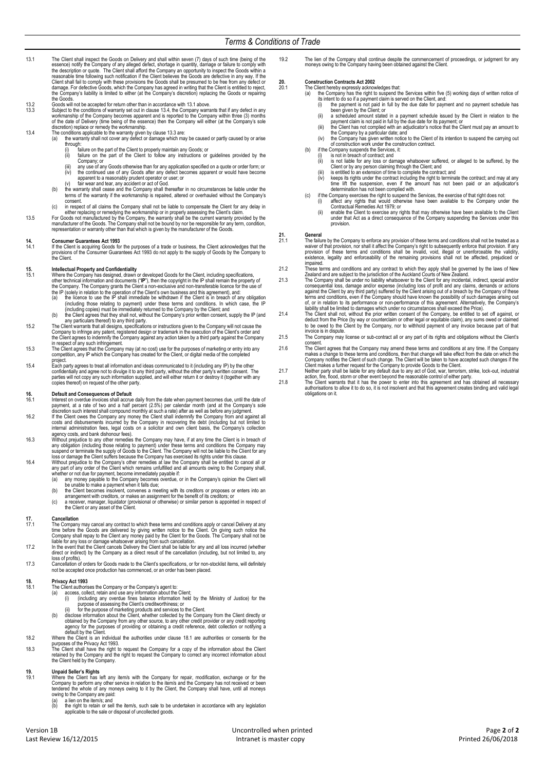13.1 The Client shall inspect the Goods on Delivery and shall within seven (7) days of such time (being of the essence) notify the Company of any alleged defect, shortage in quantity, damage or failure to comply with the description or quote. The Client shall afford the Company an opportunity to inspect the Goods within a reasonable time following such notification if the Client believes the Goods are defective in any way. If the Client shall fail to comply with these provisions the Goods shall be presumed to be free from any defect or damage. For defective Goods, which the Company has agreed in writing that the Client is entitled to reject, the Company's liability is limited to either (at the Company's discretion) replacing the Goods or repairing the Goods.

13.2 Goods will not be accepted for return other than in accordance with 13.1 above.

13.3 Subject to the conditions of warranty set out in clause 13.4, the Company warrants that if any defect in any workmanship of the Company becomes apparent and is reported to the Company within three (3) months of the date of Delivery (time being of the essence) then the Company will either (at the Company's sole discretion) replace or remedy the workmanship.

13.4 The conditions applicable to the warranty given by clause 13.3 are:

(a) the warranty shall not cover any defect or damage which may be caused or partly caused by or arise through:
   - (i) failure on the part of the Client to properly maintain any Goods; or
   - (ii) failure on the part of the Client to follow any instructions or guidelines provided by the Company; or
   - (iii) any use of any Goods otherwise than for any application specified on a quote or order form; or
   - (iv) the continued use of any Goods after any defect becomes apparent or would have become apparent to a reasonably prudent operator or user; or
   - (v) fair wear and tear, any accident or act of God.

(b) the warranty shall cease and the Company shall thereafter in no circumstances be liable under the terms of the warranty if the workmanship is repaired, altered or overhauled without the Company's consent.

(c) in respect of all claims the Company shall not be liable to compensate the Client for any delay in either replacing or remedying the workmanship or in properly assessing the Client's claim.

13.5 For Goods not manufactured by the Company, the warranty shall be the current warranty provided by the manufacturer of the Goods. The Company shall not be bound by nor be responsible for any term, condition, representation or warranty other than that which is given by the manufacturer of the Goods.

## 14. Consumer Guarantees Act 1993

14.1 If the Client is acquiring Goods for the purposes of a trade or business, the Client acknowledges that the provisions of the Consumer Guarantees Act 1993 do not apply to the supply of Goods by the Company to the Client.

## 15. Intellectual Property and Confidentiality

15.1 Where the Company has designed, drawn or developed Goods for the Client, including specifications, other technical information and documents ("**IP**"), then the copyright in the IP shall remain the property of the Company. The Company grants the Client a non-exclusive and non-transferable licence for the use of the IP (solely in relation to the operation of the Client's own business and this agreement), and:

(a) the licence to use the IP shall immediate be withdrawn if the Client is in breach of any obligation (including those relating to payment) under these terms and conditions. In which case, the IP (including copies) must be immediately returned to the Company by the Client; and

(b) the Client agrees that they shall not, without the Company's prior written consent, supply the IP (and any particulars thereof) to any third party.

15.2 The Client warrants that all designs, specifications or instructions given to the Company will not cause the Company to infringe any patent, registered design or trademark in the execution of the Client's order and the Client agrees to indemnify the Company against any action taken by a third party against the Company in respect of any such infringement.

15.3 The Client agrees that the Company may (at no cost) use for the purposes of marketing or entry into any competition, any IP which the Company has created for the Client, or digital media of the completed project.

15.4 Each party agrees to treat all information and ideas communicated to it (including any IP) by the other confidentially and agree not to divulge it to any third party, without the other party's written consent. The parties will not copy any such information supplied, and will either return it or destroy it (together with any copies thereof) on request of the other party.

## 16. Default and Consequences of Default

16.1 Interest on overdue invoices shall accrue daily from the date when payment becomes due, until the date of payment, at a rate of two and a half percent (2.5%) per calendar month (and at the Company's sole discretion such interest shall compound monthly at such a rate) after as well as before any judgment.

16.2 If the Client owes the Company any money the Client shall indemnify the Company from and against all costs and disbursements incurred by the Company in recovering the debt (including but not limited to internal administration fees, legal costs on a solicitor and own client basis, the Company's collection agency costs, and bank dishonour fees).

16.3 Without prejudice to any other remedies the Company may have, if at any time the Client is in breach of any obligation (including those relating to payment) under these terms and conditions the Company may suspend or terminate the supply of Goods to the Client. The Company will not be liable to the Client for any loss or damage the Client suffers because the Company has exercised its rights under this clause.

16.4 Without prejudice to the Company's other remedies at law the Company shall be entitled to cancel all or any part of any order of the Client which remains unfulfilled and all amounts owing to the Company shall, whether or not due for payment, become immediately payable if:

(a) any money payable to the Company becomes overdue, or in the Company's opinion the Client will be unable to make a payment when it falls due;

(b) the Client becomes insolvent, convenes a meeting with its creditors or proposes or enters into an arrangement with creditors, or makes an assignment for the benefit of its creditors; or

(c) a receiver, manager, liquidator (provisional or otherwise) or similar person is appointed in respect of the Client or any asset of the Client.

## 17. Cancellation

17.1 The Company may cancel any contract to which these terms and conditions apply or cancel Delivery at any time before the Goods are delivered by giving written notice to the Client. On giving such notice the Company shall repay to the Client any money paid by the Client for the Goods. The Company shall not be liable for any loss or damage whatsoever arising from such cancellation.

17.2 In the event that the Client cancels Delivery the Client shall be liable for any and all loss incurred (whether direct or indirect) by the Company as a direct result of the cancellation (including, but not limited to, any loss of profits).

17.3 Cancellation of orders for Goods made to the Client's specifications, or for non-stocklist items, will definitely not be accepted once production has commenced, or an order has been placed.

## 18. Privacy Act 1993

18.1 The Client authorises the Company or the Company's agent to:

(a) access, collect, retain and use any information about the Client;
   - (i) (including any overdue fines balance information held by the Ministry of Justice) for the purpose of assessing the Client's creditworthiness; or
   - (ii) for the purpose of marketing products and services to the Client.

(b) disclose information about the Client, whether collected by the Company from the Client directly or obtained by the Company from any other source, to any other credit provider or any credit reporting agency for the purposes of providing or obtaining a credit reference, debt collection or notifying a default by the Client.

18.2 Where the Client is an individual the authorities under clause 18.1 are authorities or consents for the purposes of the Privacy Act 1993.

18.3 The Client shall have the right to request the Company for a copy of the information about the Client retained by the Company and the right to request the Company to correct any incorrect information about the Client held by the Company.

## 19. Unpaid Seller's Rights

19.1 Where the Client has left any item/s with the Company for repair, modification, exchange or for the Company to perform any other service in relation to the item/s and the Company has not received or been tendered the whole of any moneys owing to it by the Client, the Company shall have, until all moneys owing to the Company are paid:

(a) a lien on the item/s; and

(b) the right to retain or sell the item/s, such sale to be undertaken in accordance with any legislation applicable to the sale or disposal of uncollected goods.

19.2 The lien of the Company shall continue despite the commencement of proceedings, or judgment for any moneys owing to the Company having been obtained against the Client.

## 20. Construction Contracts Act 2002

20.1 The Client hereby expressly acknowledges that:

(a) the Company has the right to suspend the Services within five (5) working days of written notice of its intent to do so if a payment claim is served on the Client, and:
   - (i) the payment is not paid in full by the due date for payment and no payment schedule has been given by the Client; or
   - (ii) a scheduled amount stated in a payment schedule issued by the Client in relation to the payment claim is not paid in full by the due date for its payment; or
   - (iii) the Client has not complied with an adjudicator's notice that the Client must pay an amount to the Company by a particular date; and
   - (iv) the Company has given written notice to the Client of its intention to suspend the carrying out of construction work under the construction contract.

(b) if the Company suspends the Services, it:
   - (i) is not in breach of contract; and
   - (ii) is not liable for any loss or damage whatsoever suffered, or alleged to be suffered, by the Client or by any person claiming through the Client; and
   - (iii) is entitled to an extension of time to complete the contract; and
   - (iv) keeps its rights under the contract including the right to terminate the contract; and may at any time lift the suspension, even if the amount has not been paid or an adjudicator's determination has not been complied with.

(c) if the Company exercises the right to suspend the Services, the exercise of that right does not:
   - (i) affect any rights that would otherwise have been available to the Company under the Contractual Remedies Act 1979; or
   - (ii) enable the Client to exercise any rights that may otherwise have been available to the Client under that Act as a direct consequence of the Company suspending the Services under this provision.

## 21. General

21.1 The failure by the Company to enforce any provision of these terms and conditions shall not be treated as a waiver of that provision, nor shall it affect the Company's right to subsequently enforce that provision. If any provision of these terms and conditions shall be invalid, void, illegal or unenforceable the validity, existence, legality and enforceability of the remaining provisions shall not be affected, prejudiced or impaired.

21.2 These terms and conditions and any contract to which they apply shall be governed by the laws of New Zealand and are subject to the jurisdiction of the Auckland Courts of New Zealand.

21.3 The Company shall be under no liability whatsoever to the Client for any incidental, indirect, special and/or consequential loss, damage and/or expense (including loss of profit and any claims, demands or actions against the Client by any third party) suffered by the Client arising out of a breach by the Company of these terms and conditions, even if the Company should have known the possibility of such damages arising out of, or in relation to its performance or non-performance of this agreement. Alternatively, the Company's liability shall be limited to damages which under no circumstances shall exceed the Price).

21.4 The Client shall not, without the prior written consent of the Company, be entitled to set off against, or deduct from the Price (by way of counterclaim or other legal or equitable claim), any sums owed or claimed to be owed to the Client by the Company, nor to withhold payment of any invoice because part of that invoice is in dispute.

21.5 The Company may license or sub-contract all or any part of its rights and obligations without the Client's consent.

21.6 The Client agrees that the Company may amend these terms and conditions at any time. If the Company makes a change to these terms and conditions, then that change will take effect from the date on which the Company notifies the Client of such change. The Client will be taken to have accepted such changes if the Client makes a further request for the Company to provide Goods to the Client.

21.7 Neither party shall be liable for any default due to any act of God, war, terrorism, strike, lock-out, industrial action, fire, flood, storm or other event beyond the reasonable control of either party.

21.8 The Client warrants that it has the power to enter into this agreement and has obtained all necessary authorisations to allow it to do so, it is not insolvent and that this agreement creates binding and valid legal obligations on it.